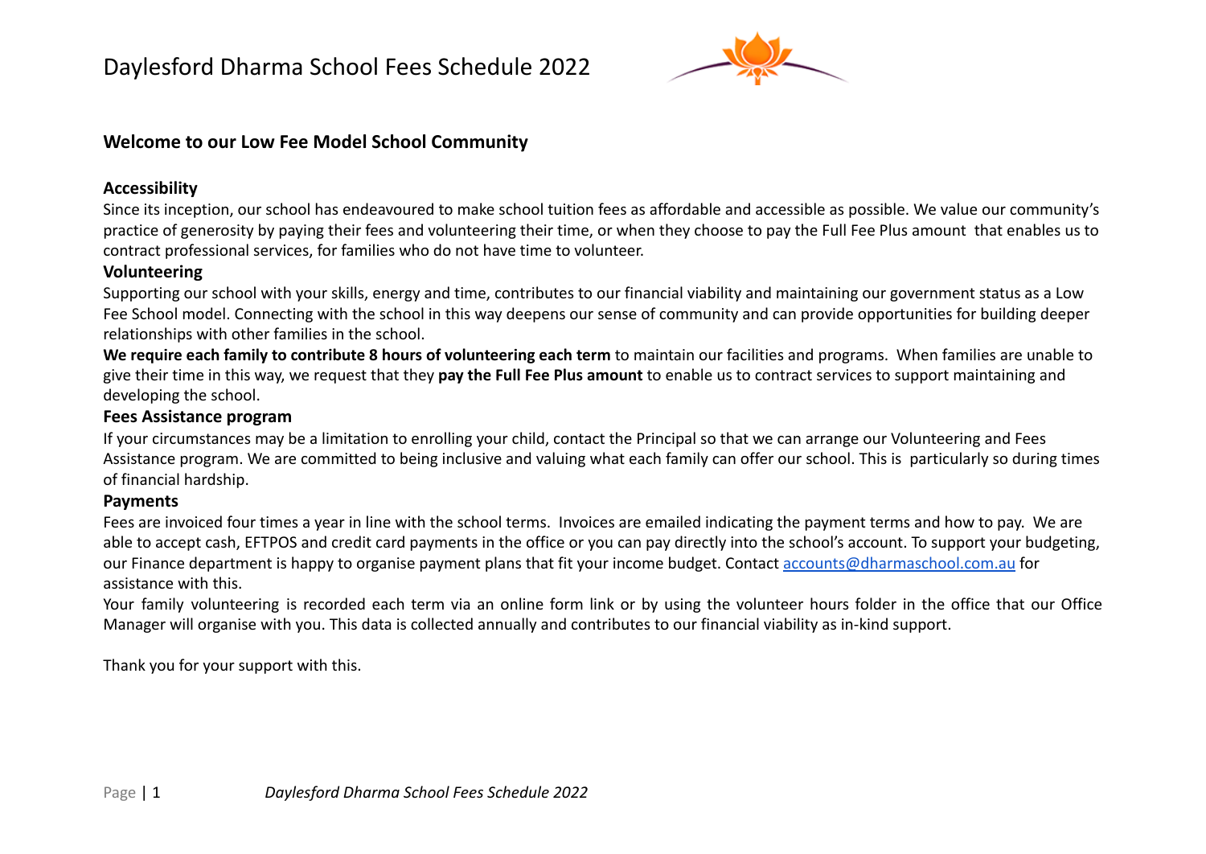# Daylesford Dharma School Fees Schedule 2022

## Welcome to our Low Fee Model School Community

### Accessibility

Since its inception, our school has endeavoured to make school tuition fees as affordable and accessible as possible. We value our community's practice of generosity by paying their fees and volunteering their time, or when they choose to pay the Full Fee Plus amount that enables us to contract professional services, for families who do not have time to volunteer.

### Volunteering

Supporting our school with your skills, energy and time, contributes to our financial viability and maintaining our government status as a Low Fee School model. Connecting with the school in this way deepens our sense of community and can provide opportunities for building deeper relationships with other families in the school.

**We require each family to contribute 8 hours of volunteering each term** to maintain our facilities and programs. When families are unable to give their time in this way, we request that they **pay the Full Fee Plus amount** to enable us to contract services to support maintaining and developing the school.

### Fees Assistance program

If your circumstances may be a limitation to enrolling your child, contact the Principal so that we can arrange our Volunteering and Fees Assistance program. We are committed to being inclusive and valuing what each family can offer our school. This is particularly so during times of financial hardship.

### Payments

Fees are invoiced four times a year in line with the school terms. Invoices are emailed indicating the payment terms and how to pay. We are able to accept cash, EFTPOS and credit card payments in the office or you can pay directly into the school's account. To support your budgeting, our Finance department is happy to organise payment plans that fit your income budget. Contact accounts@dharmaschool.com.au for assistance with this.

Your family volunteering is recorded each term via an online form link or by using the volunteer hours folder in the office that our Office Manager will organise with you. This data is collected annually and contributes to our financial viability as in-kind support.

Thank you for your support with this.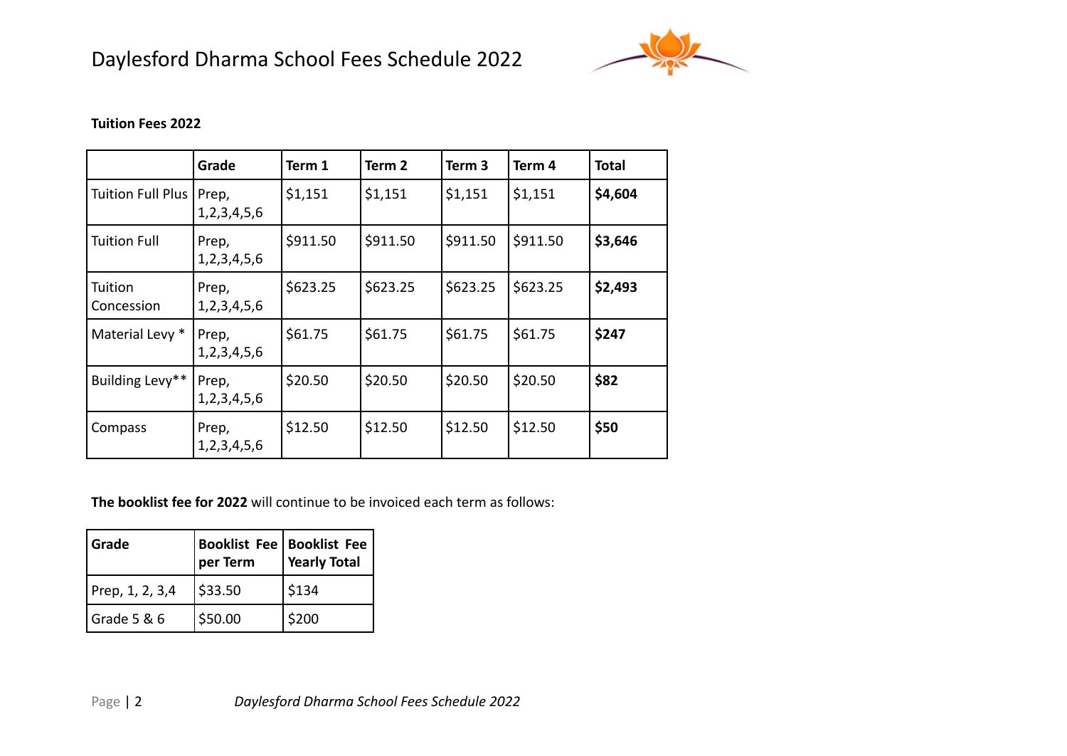# Daylesford Dharma School Fees Schedule 2022

**Tuition Fees 2022**

| | Grade | Term 1 | Term 2 | Term 3 | Term 4 | Total |
|---|---|---|---|---|---|---|
| Tuition Full Plus | Prep, 1,2,3,4,5,6 | $1,151 | $1,151 | $1,151 | $1,151 | **$4,604** |
| Tuition Full | Prep, 1,2,3,4,5,6 | $911.50 | $911.50 | $911.50 | $911.50 | **$3,646** |
| Tuition Concession | Prep, 1,2,3,4,5,6 | $623.25 | $623.25 | $623.25 | $623.25 | **$2,493** |
| Material Levy * | Prep, 1,2,3,4,5,6 | $61.75 | $61.75 | $61.75 | $61.75 | **$247** |
| Building Levy** | Prep, 1,2,3,4,5,6 | $20.50 | $20.50 | $20.50 | $20.50 | **$82** |
| Compass | Prep, 1,2,3,4,5,6 | $12.50 | $12.50 | $12.50 | $12.50 | **$50** |

**The booklist fee for 2022** will continue to be invoiced each term as follows:

| Grade | Booklist Fee per Term | Booklist Fee Yearly Total |
|---|---|---|
| Prep, 1, 2, 3,4 | $33.50 | $134 |
| Grade 5 & 6 | $50.00 | $200 |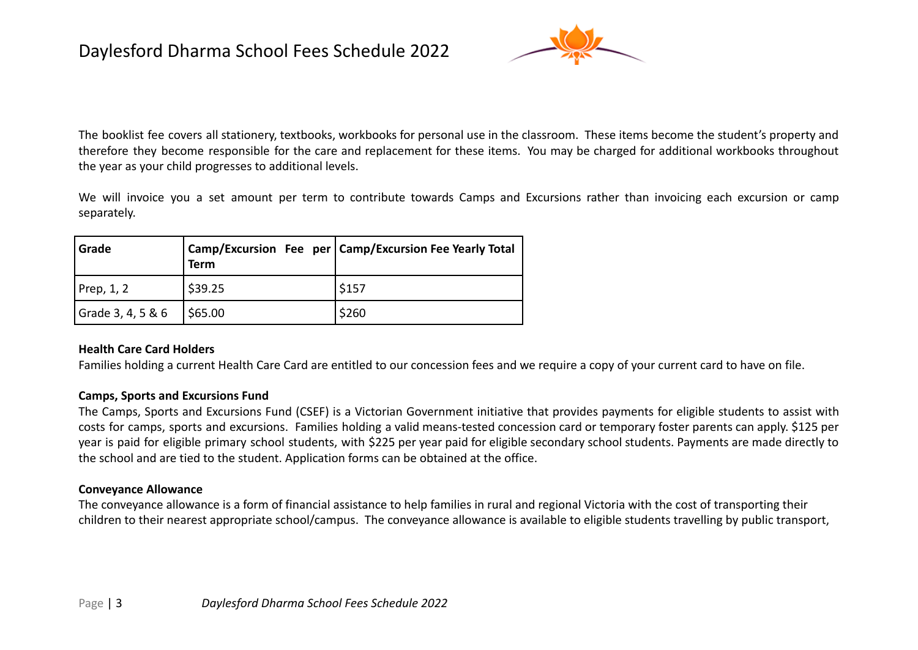# Daylesford Dharma School Fees Schedule 2022

The booklist fee covers all stationery, textbooks, workbooks for personal use in the classroom. These items become the student's property and therefore they become responsible for the care and replacement for these items. You may be charged for additional workbooks throughout the year as your child progresses to additional levels.

We will invoice you a set amount per term to contribute towards Camps and Excursions rather than invoicing each excursion or camp separately.

| Grade | Camp/Excursion Fee per Term | Camp/Excursion Fee Yearly Total |
|---|---|---|
| Prep, 1, 2 | $39.25 | $157 |
| Grade 3, 4, 5 & 6 | $65.00 | $260 |

**Health Care Card Holders**

Families holding a current Health Care Card are entitled to our concession fees and we require a copy of your current card to have on file.

**Camps, Sports and Excursions Fund**

The Camps, Sports and Excursions Fund (CSEF) is a Victorian Government initiative that provides payments for eligible students to assist with costs for camps, sports and excursions. Families holding a valid means-tested concession card or temporary foster parents can apply. $125 per year is paid for eligible primary school students, with $225 per year paid for eligible secondary school students. Payments are made directly to the school and are tied to the student. Application forms can be obtained at the office.

**Conveyance Allowance**

The conveyance allowance is a form of financial assistance to help families in rural and regional Victoria with the cost of transporting their children to their nearest appropriate school/campus. The conveyance allowance is available to eligible students travelling by public transport,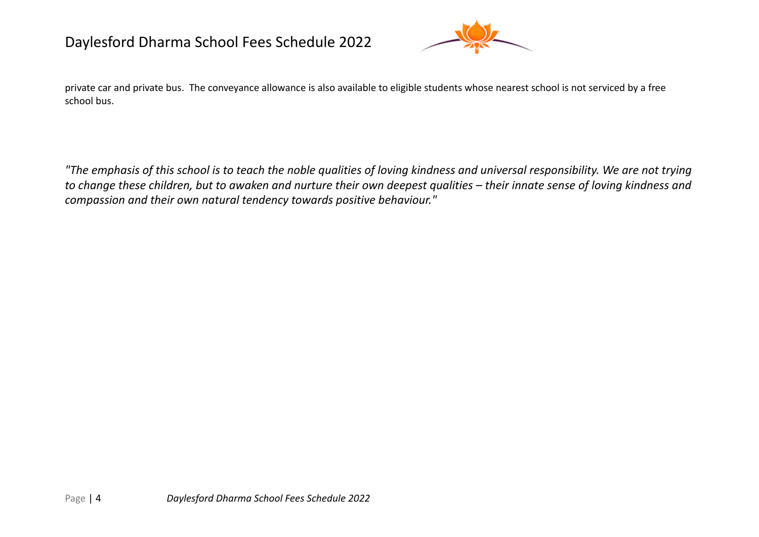private car and private bus. The conveyance allowance is also available to eligible students whose nearest school is not serviced by a free school bus.

*"The emphasis of this school is to teach the noble qualities of loving kindness and universal responsibility. We are not trying to change these children, but to awaken and nurture their own deepest qualities – their innate sense of loving kindness and compassion and their own natural tendency towards positive behaviour."*